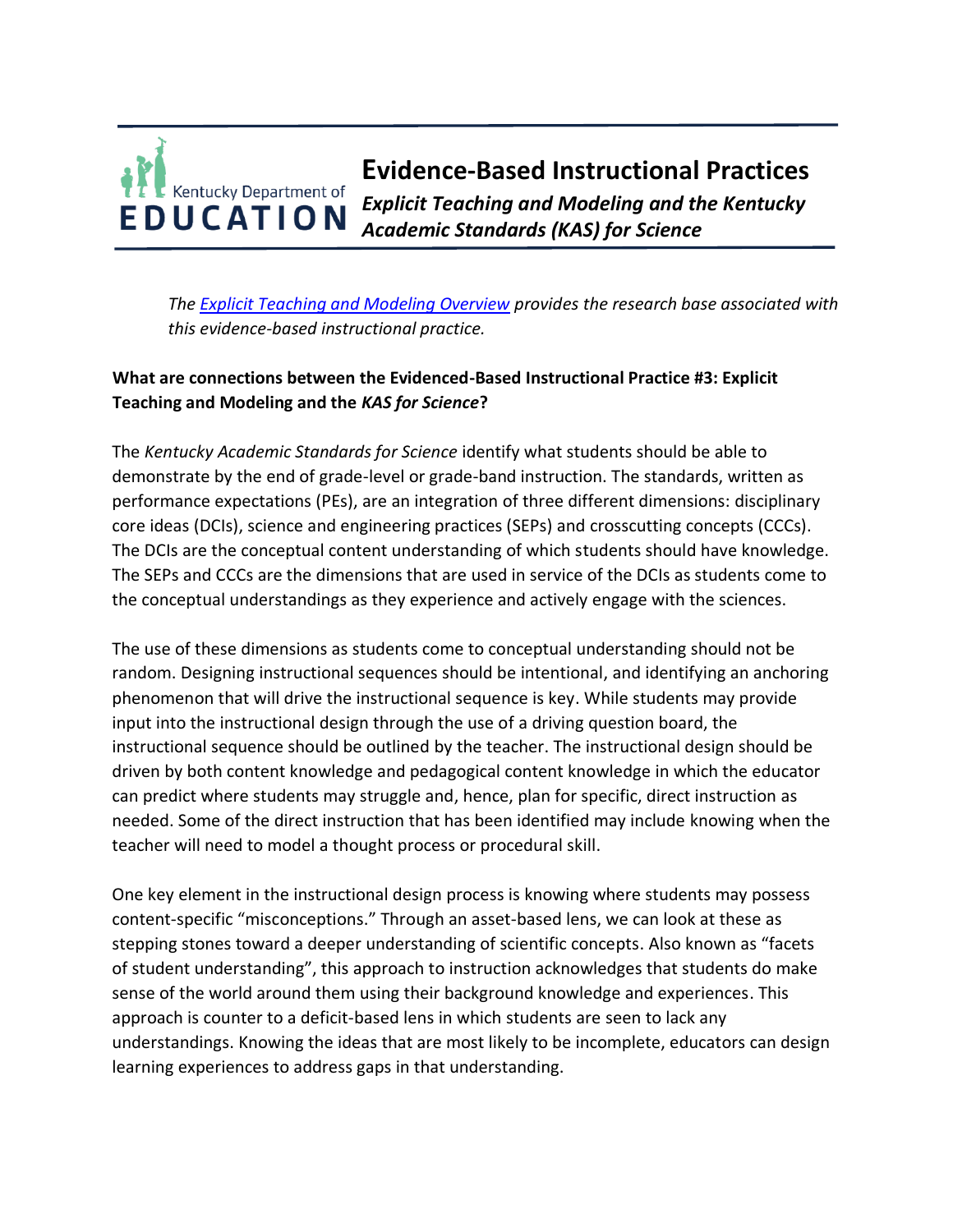Kentucky Department of EDUCATION

# Evidence-Based Instructional Practices

## *Explicit Teaching and Modeling and the Kentucky Academic Standards (KAS) for Science*

*The [Explicit Teaching and Modeling Overview](#) provides the research base associated with this evidence-based instructional practice.*

**What are connections between the Evidenced-Based Instructional Practice #3: Explicit Teaching and Modeling and the *KAS for Science*?**

The *Kentucky Academic Standards for Science* identify what students should be able to demonstrate by the end of grade-level or grade-band instruction. The standards, written as performance expectations (PEs), are an integration of three different dimensions: disciplinary core ideas (DCIs), science and engineering practices (SEPs) and crosscutting concepts (CCCs). The DCIs are the conceptual content understanding of which students should have knowledge. The SEPs and CCCs are the dimensions that are used in service of the DCIs as students come to the conceptual understandings as they experience and actively engage with the sciences.

The use of these dimensions as students come to conceptual understanding should not be random. Designing instructional sequences should be intentional, and identifying an anchoring phenomenon that will drive the instructional sequence is key. While students may provide input into the instructional design through the use of a driving question board, the instructional sequence should be outlined by the teacher. The instructional design should be driven by both content knowledge and pedagogical content knowledge in which the educator can predict where students may struggle and, hence, plan for specific, direct instruction as needed. Some of the direct instruction that has been identified may include knowing when the teacher will need to model a thought process or procedural skill.

One key element in the instructional design process is knowing where students may possess content-specific "misconceptions." Through an asset-based lens, we can look at these as stepping stones toward a deeper understanding of scientific concepts. Also known as "facets of student understanding", this approach to instruction acknowledges that students do make sense of the world around them using their background knowledge and experiences. This approach is counter to a deficit-based lens in which students are seen to lack any understandings. Knowing the ideas that are most likely to be incomplete, educators can design learning experiences to address gaps in that understanding.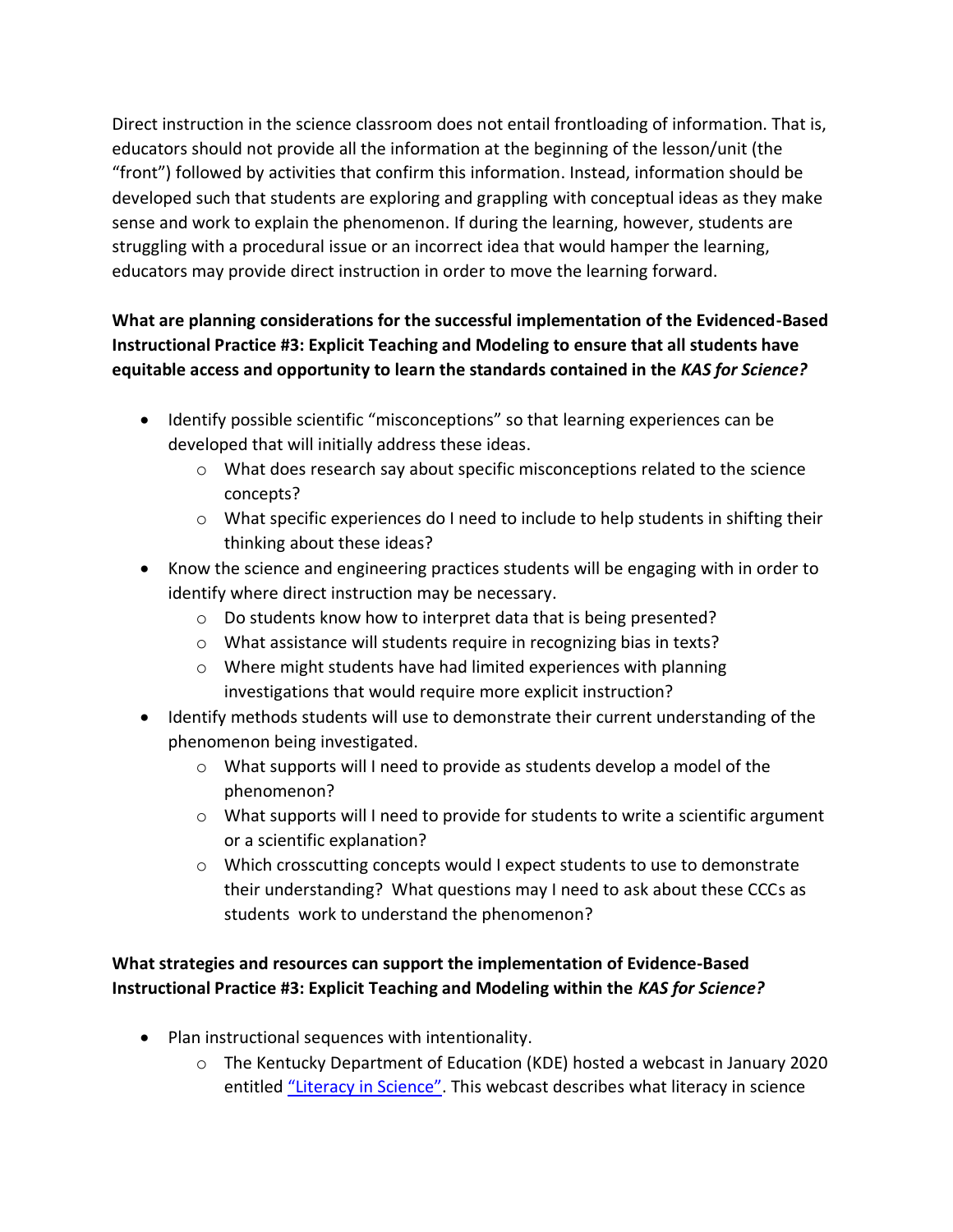Direct instruction in the science classroom does not entail frontloading of information. That is, educators should not provide all the information at the beginning of the lesson/unit (the "front") followed by activities that confirm this information. Instead, information should be developed such that students are exploring and grappling with conceptual ideas as they make sense and work to explain the phenomenon. If during the learning, however, students are struggling with a procedural issue or an incorrect idea that would hamper the learning, educators may provide direct instruction in order to move the learning forward.

**What are planning considerations for the successful implementation of the Evidenced-Based Instructional Practice #3: Explicit Teaching and Modeling to ensure that all students have equitable access and opportunity to learn the standards contained in the *KAS for Science?***

- Identify possible scientific "misconceptions" so that learning experiences can be developed that will initially address these ideas.
  - What does research say about specific misconceptions related to the science concepts?
  - What specific experiences do I need to include to help students in shifting their thinking about these ideas?
- Know the science and engineering practices students will be engaging with in order to identify where direct instruction may be necessary.
  - Do students know how to interpret data that is being presented?
  - What assistance will students require in recognizing bias in texts?
  - Where might students have had limited experiences with planning investigations that would require more explicit instruction?
- Identify methods students will use to demonstrate their current understanding of the phenomenon being investigated.
  - What supports will I need to provide as students develop a model of the phenomenon?
  - What supports will I need to provide for students to write a scientific argument or a scientific explanation?
  - Which crosscutting concepts would I expect students to use to demonstrate their understanding? What questions may I need to ask about these CCCs as students work to understand the phenomenon?

**What strategies and resources can support the implementation of Evidence-Based Instructional Practice #3: Explicit Teaching and Modeling within the *KAS for Science?***

- Plan instructional sequences with intentionality.
  - The Kentucky Department of Education (KDE) hosted a webcast in January 2020 entitled "Literacy in Science". This webcast describes what literacy in science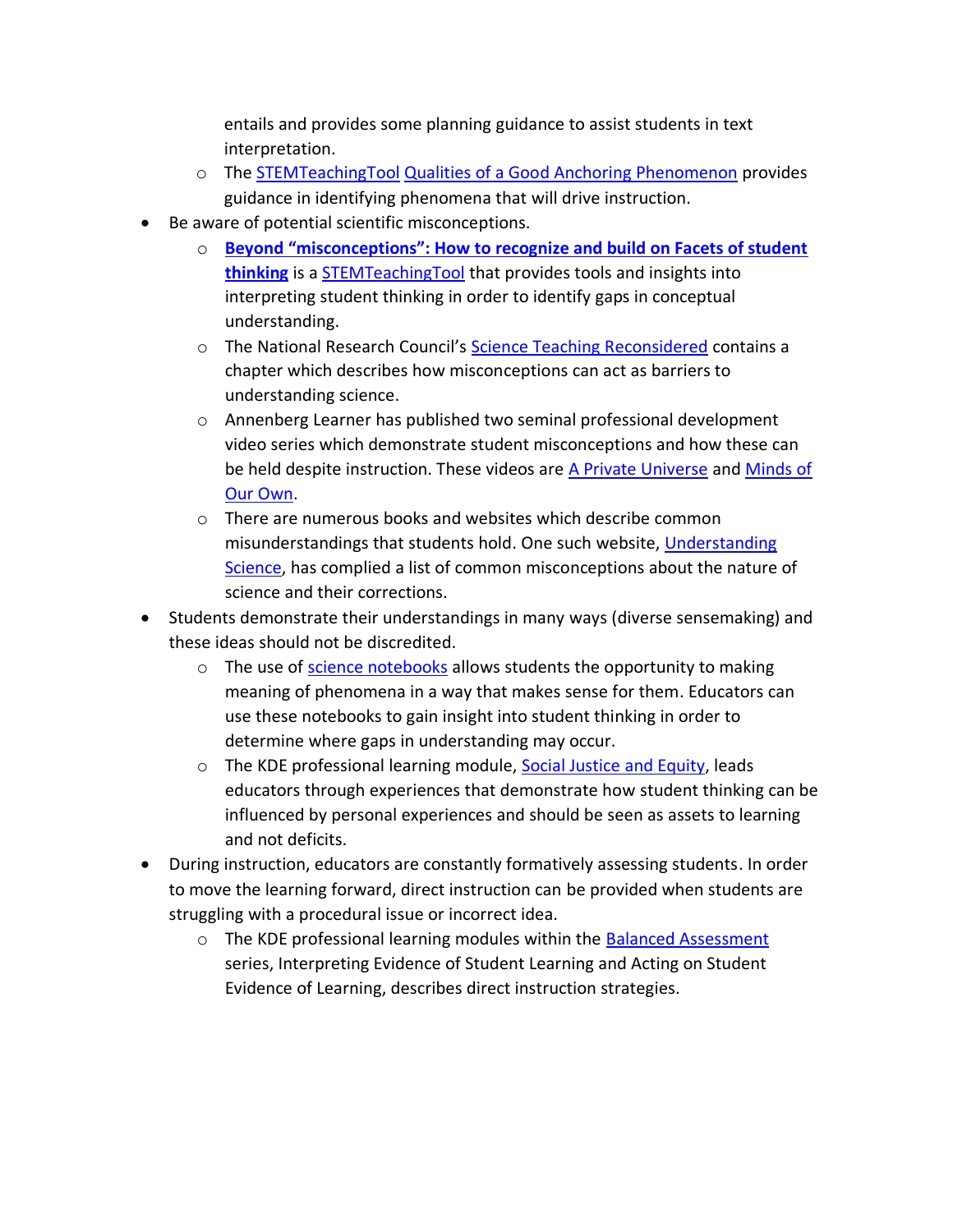entails and provides some planning guidance to assist students in text interpretation.
    - The STEMTeachingTool Qualities of a Good Anchoring Phenomenon provides guidance in identifying phenomena that will drive instruction.
- Be aware of potential scientific misconceptions.
    - **Beyond "misconceptions": How to recognize and build on Facets of student thinking** is a STEMTeachingTool that provides tools and insights into interpreting student thinking in order to identify gaps in conceptual understanding.
    - The National Research Council's Science Teaching Reconsidered contains a chapter which describes how misconceptions can act as barriers to understanding science.
    - Annenberg Learner has published two seminal professional development video series which demonstrate student misconceptions and how these can be held despite instruction. These videos are A Private Universe and Minds of Our Own.
    - There are numerous books and websites which describe common misunderstandings that students hold. One such website, Understanding Science, has complied a list of common misconceptions about the nature of science and their corrections.
- Students demonstrate their understandings in many ways (diverse sensemaking) and these ideas should not be discredited.
    - The use of science notebooks allows students the opportunity to making meaning of phenomena in a way that makes sense for them. Educators can use these notebooks to gain insight into student thinking in order to determine where gaps in understanding may occur.
    - The KDE professional learning module, Social Justice and Equity, leads educators through experiences that demonstrate how student thinking can be influenced by personal experiences and should be seen as assets to learning and not deficits.
- During instruction, educators are constantly formatively assessing students. In order to move the learning forward, direct instruction can be provided when students are struggling with a procedural issue or incorrect idea.
    - The KDE professional learning modules within the Balanced Assessment series, Interpreting Evidence of Student Learning and Acting on Student Evidence of Learning, describes direct instruction strategies.